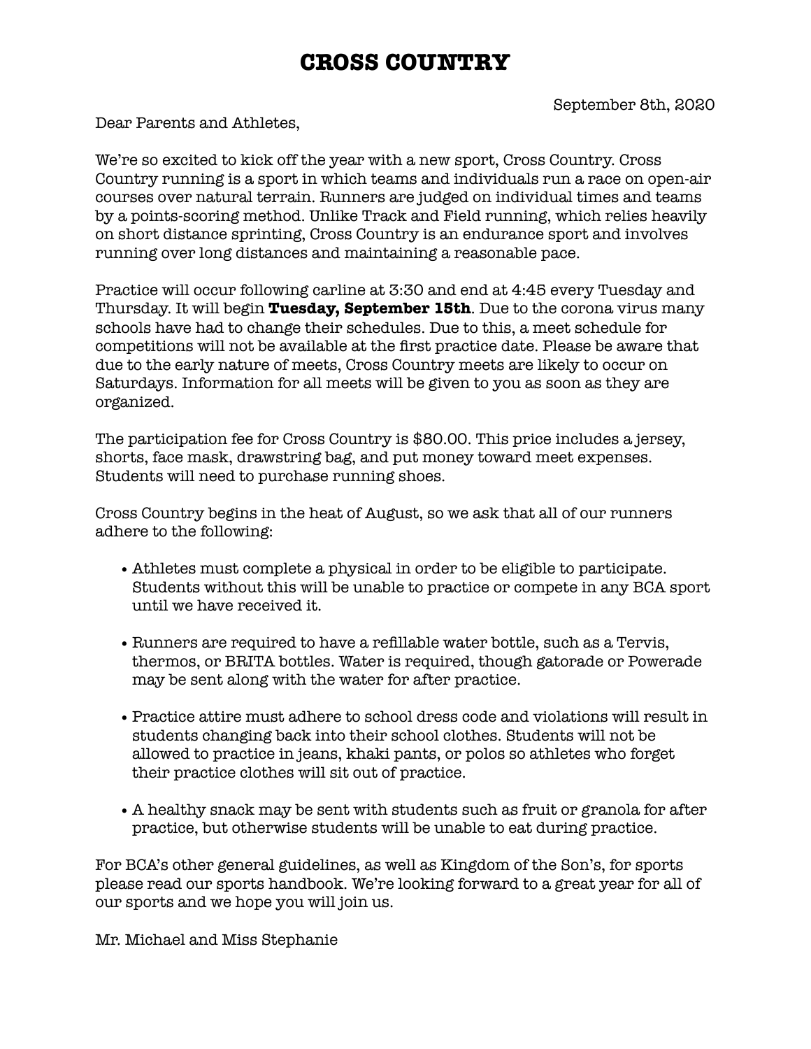# CROSS COUNTRY

September 8th, 2020

Dear Parents and Athletes,

We're so excited to kick off the year with a new sport, Cross Country. Cross Country running is a sport in which teams and individuals run a race on open-air courses over natural terrain. Runners are judged on individual times and teams by a points-scoring method. Unlike Track and Field running, which relies heavily on short distance sprinting, Cross Country is an endurance sport and involves running over long distances and maintaining a reasonable pace.

Practice will occur following carline at 3:30 and end at 4:45 every Tuesday and Thursday. It will begin **Tuesday, September 15th**. Due to the corona virus many schools have had to change their schedules. Due to this, a meet schedule for competitions will not be available at the first practice date. Please be aware that due to the early nature of meets, Cross Country meets are likely to occur on Saturdays. Information for all meets will be given to you as soon as they are organized.

The participation fee for Cross Country is $80.00. This price includes a jersey, shorts, face mask, drawstring bag, and put money toward meet expenses. Students will need to purchase running shoes.

Cross Country begins in the heat of August, so we ask that all of our runners adhere to the following:

- Athletes must complete a physical in order to be eligible to participate. Students without this will be unable to practice or compete in any BCA sport until we have received it.
- Runners are required to have a refillable water bottle, such as a Tervis, thermos, or BRITA bottles. Water is required, though gatorade or Powerade may be sent along with the water for after practice.
- Practice attire must adhere to school dress code and violations will result in students changing back into their school clothes. Students will not be allowed to practice in jeans, khaki pants, or polos so athletes who forget their practice clothes will sit out of practice.
- A healthy snack may be sent with students such as fruit or granola for after practice, but otherwise students will be unable to eat during practice.

For BCA's other general guidelines, as well as Kingdom of the Son's, for sports please read our sports handbook. We're looking forward to a great year for all of our sports and we hope you will join us.

Mr. Michael and Miss Stephanie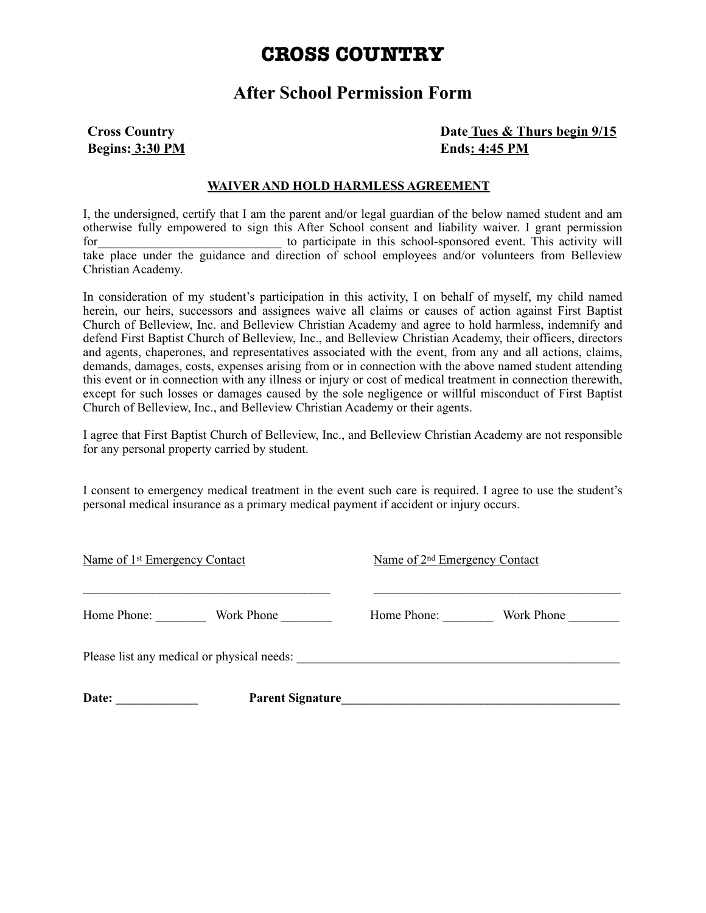# CROSS COUNTRY

## After School Permission Form

**Cross Country** **Date Tues & Thurs begin 9/15**

**Begins: 3:30 PM** **Ends: 4:45 PM**

**WAIVER AND HOLD HARMLESS AGREEMENT**

I, the undersigned, certify that I am the parent and/or legal guardian of the below named student and am otherwise fully empowered to sign this After School consent and liability waiver. I grant permission for______________________________ to participate in this school-sponsored event. This activity will take place under the guidance and direction of school employees and/or volunteers from Belleview Christian Academy.

In consideration of my student's participation in this activity, I on behalf of myself, my child named herein, our heirs, successors and assignees waive all claims or causes of action against First Baptist Church of Belleview, Inc. and Belleview Christian Academy and agree to hold harmless, indemnify and defend First Baptist Church of Belleview, Inc., and Belleview Christian Academy, their officers, directors and agents, chaperones, and representatives associated with the event, from any and all actions, claims, demands, damages, costs, expenses arising from or in connection with the above named student attending this event or in connection with any illness or injury or cost of medical treatment in connection therewith, except for such losses or damages caused by the sole negligence or willful misconduct of First Baptist Church of Belleview, Inc., and Belleview Christian Academy or their agents.

I agree that First Baptist Church of Belleview, Inc., and Belleview Christian Academy are not responsible for any personal property carried by student.

I consent to emergency medical treatment in the event such care is required. I agree to use the student's personal medical insurance as a primary medical payment if accident or injury occurs.

Name of 1st Emergency Contact

_________________________________________

Home Phone: ________ Work Phone ________

Name of 2nd Emergency Contact

_________________________________________

Home Phone: ________ Work Phone ________

Please list any medical or physical needs: _____________________________________________________

**Date: _____________** **Parent Signature_______________________________________________**